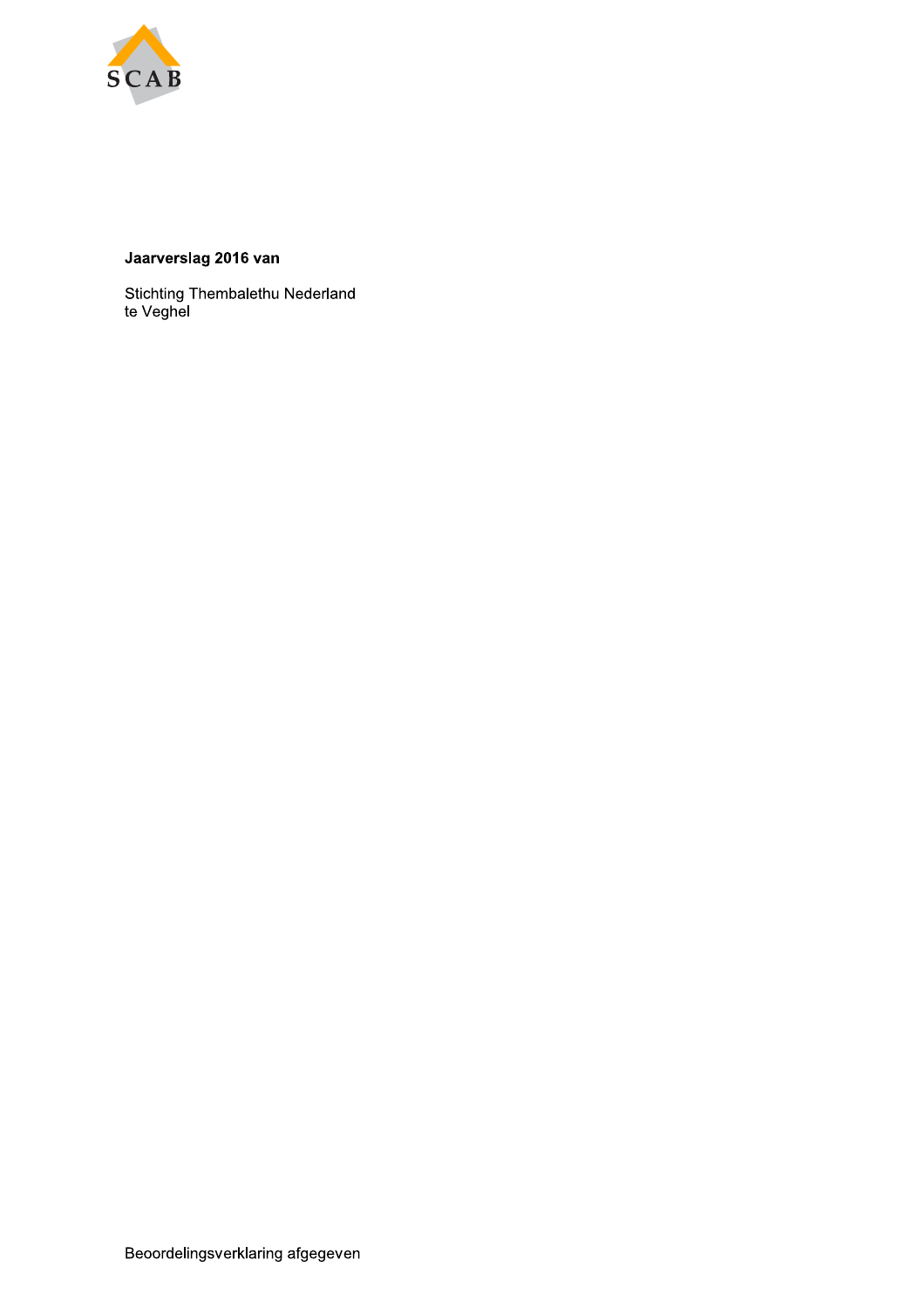SCAB

**Jaarverslag 2016 van**

Stichting Thembalethu Nederland
te Veghel

Beoordelingsverklaring afgegeven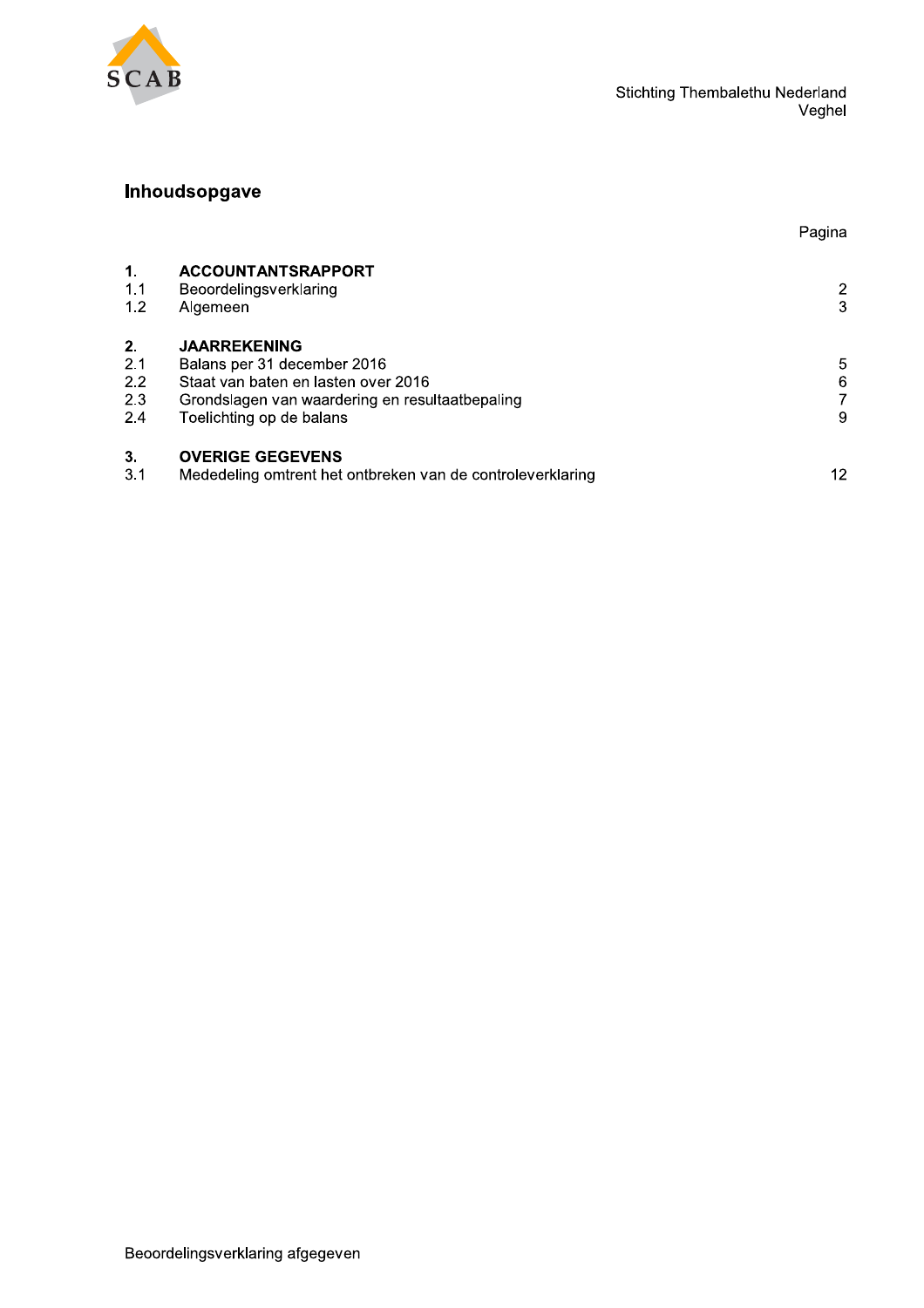Stichting Thembalethu Nederland
Veghel

## Inhoudsopgave

| | | Pagina |
|---|---|---|
| **1.** | **ACCOUNTANTSRAPPORT** | |
| 1.1 | Beoordelingsverklaring | 2 |
| 1.2 | Algemeen | 3 |
| **2.** | **JAARREKENING** | |
| 2.1 | Balans per 31 december 2016 | 5 |
| 2.2 | Staat van baten en lasten over 2016 | 6 |
| 2.3 | Grondslagen van waardering en resultaatbepaling | 7 |
| 2.4 | Toelichting op de balans | 9 |
| **3.** | **OVERIGE GEGEVENS** | |
| 3.1 | Mededeling omtrent het ontbreken van de controleverklaring | 12 |

Beoordelingsverklaring afgegeven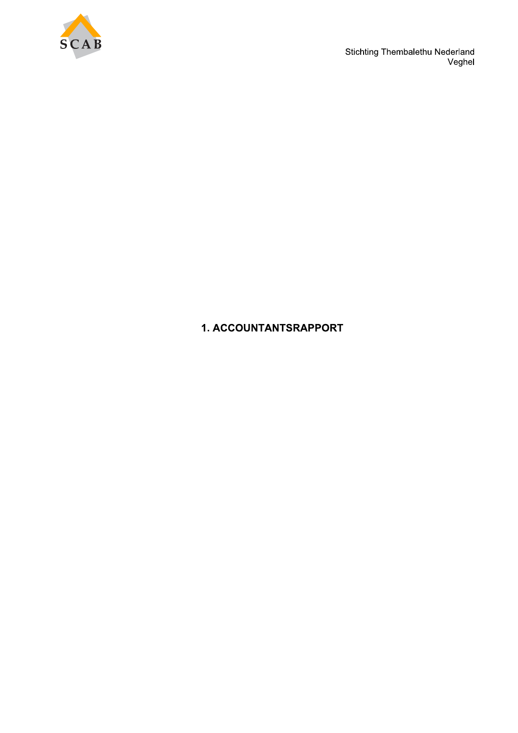# 1. ACCOUNTANTSRAPPORT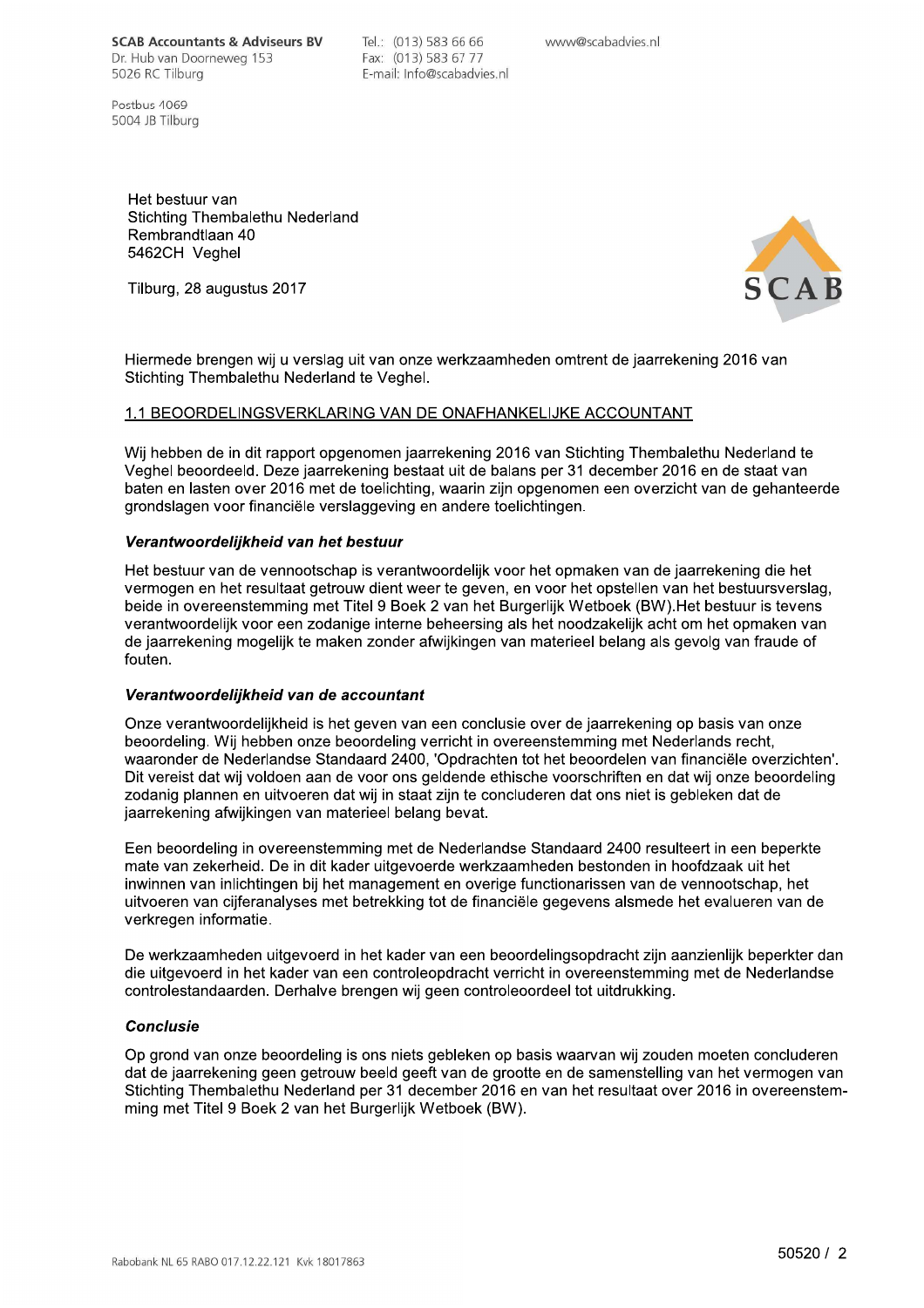**SCAB Accountants & Adviseurs BV**
Dr. Hub van Doorneweg 153
5026 RC Tilburg

Postbus 4069
5004 JB Tilburg

Tel.: (013) 583 66 66
Fax: (013) 583 67 77
E-mail: Info@scabadvies.nl

www@scabadvies.nl

Het bestuur van
Stichting Thembalethu Nederland
Rembrandtlaan 40
5462CH Veghel

Tilburg, 28 augustus 2017

Hiermede brengen wij u verslag uit van onze werkzaamheden omtrent de jaarrekening 2016 van Stichting Thembalethu Nederland te Veghel.

## 1.1 BEOORDELINGSVERKLARING VAN DE ONAFHANKELIJKE ACCOUNTANT

Wij hebben de in dit rapport opgenomen jaarrekening 2016 van Stichting Thembalethu Nederland te Veghel beoordeeld. Deze jaarrekening bestaat uit de balans per 31 december 2016 en de staat van baten en lasten over 2016 met de toelichting, waarin zijn opgenomen een overzicht van de gehanteerde grondslagen voor financiële verslaggeving en andere toelichtingen.

### *Verantwoordelijkheid van het bestuur*

Het bestuur van de vennootschap is verantwoordelijk voor het opmaken van de jaarrekening die het vermogen en het resultaat getrouw dient weer te geven, en voor het opstellen van het bestuursverslag, beide in overeenstemming met Titel 9 Boek 2 van het Burgerlijk Wetboek (BW).Het bestuur is tevens verantwoordelijk voor een zodanige interne beheersing als het noodzakelijk acht om het opmaken van de jaarrekening mogelijk te maken zonder afwijkingen van materieel belang als gevolg van fraude of fouten.

### *Verantwoordelijkheid van de accountant*

Onze verantwoordelijkheid is het geven van een conclusie over de jaarrekening op basis van onze beoordeling. Wij hebben onze beoordeling verricht in overeenstemming met Nederlands recht, waaronder de Nederlandse Standaard 2400, 'Opdrachten tot het beoordelen van financiële overzichten'. Dit vereist dat wij voldoen aan de voor ons geldende ethische voorschriften en dat wij onze beoordeling zodanig plannen en uitvoeren dat wij in staat zijn te concluderen dat ons niet is gebleken dat de jaarrekening afwijkingen van materieel belang bevat.

Een beoordeling in overeenstemming met de Nederlandse Standaard 2400 resulteert in een beperkte mate van zekerheid. De in dit kader uitgevoerde werkzaamheden bestonden in hoofdzaak uit het inwinnen van inlichtingen bij het management en overige functionarissen van de vennootschap, het uitvoeren van cijferanalyses met betrekking tot de financiële gegevens alsmede het evalueren van de verkregen informatie.

De werkzaamheden uitgevoerd in het kader van een beoordelingsopdracht zijn aanzienlijk beperkter dan die uitgevoerd in het kader van een controleopdracht verricht in overeenstemming met de Nederlandse controlestandaarden. Derhalve brengen wij geen controleoordeel tot uitdrukking.

### *Conclusie*

Op grond van onze beoordeling is ons niets gebleken op basis waarvan wij zouden moeten concluderen dat de jaarrekening geen getrouw beeld geeft van de grootte en de samenstelling van het vermogen van Stichting Thembalethu Nederland per 31 december 2016 en van het resultaat over 2016 in overeenstemming met Titel 9 Boek 2 van het Burgerlijk Wetboek (BW).

Rabobank NL 65 RABO 017.12.22.121 Kvk 18017863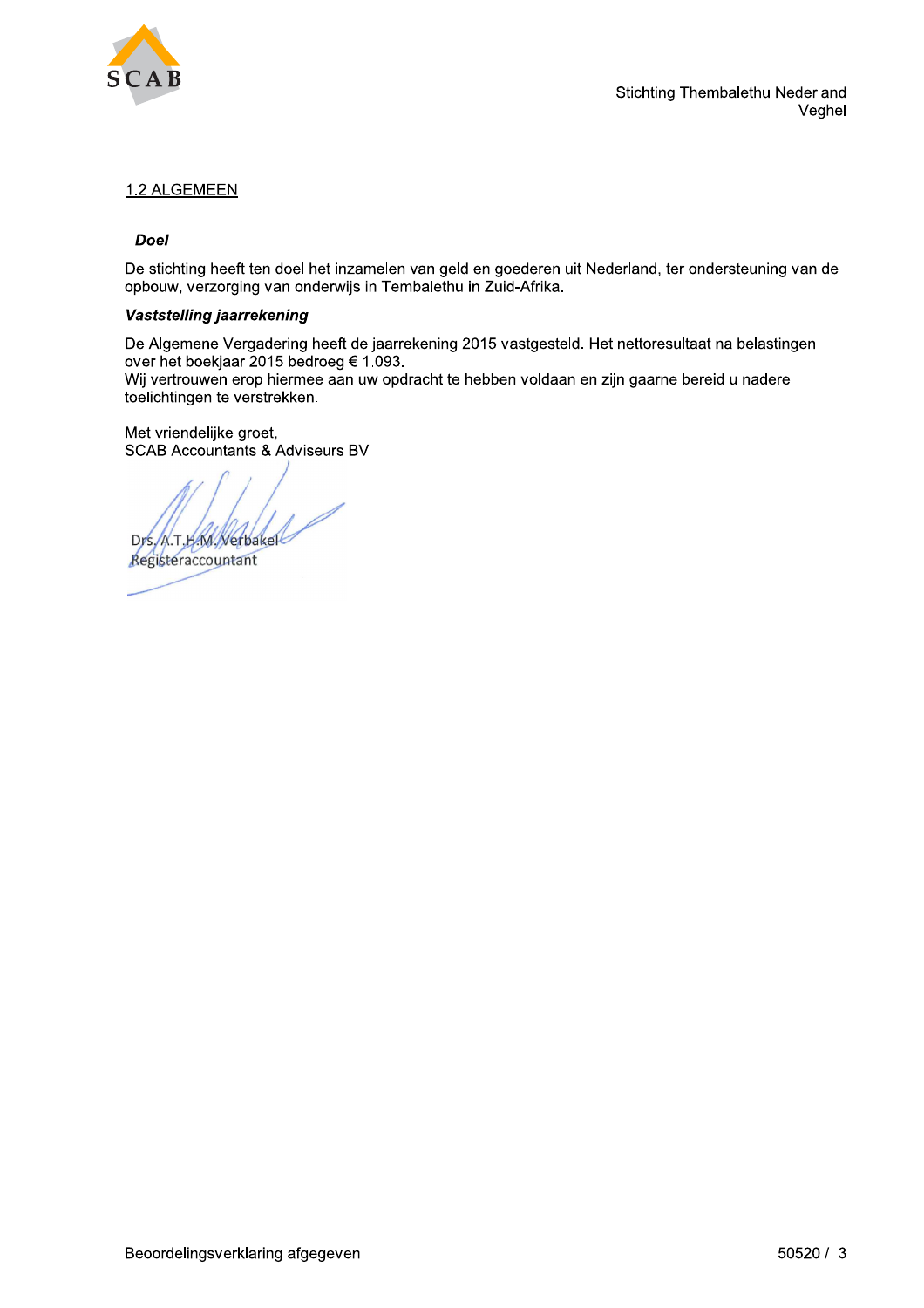## 1.2 ALGEMEEN

***Doel***

De stichting heeft ten doel het inzamelen van geld en goederen uit Nederland, ter ondersteuning van de opbouw, verzorging van onderwijs in Tembalethu in Zuid-Afrika.

***Vaststelling jaarrekening***

De Algemene Vergadering heeft de jaarrekening 2015 vastgesteld. Het nettoresultaat na belastingen over het boekjaar 2015 bedroeg € 1.093.
Wij vertrouwen erop hiermee aan uw opdracht te hebben voldaan en zijn gaarne bereid u nadere toelichtingen te verstrekken.

Met vriendelijke groet,
SCAB Accountants & Adviseurs BV

Drs. A.T.H.M. Verbakel
Registeraccountant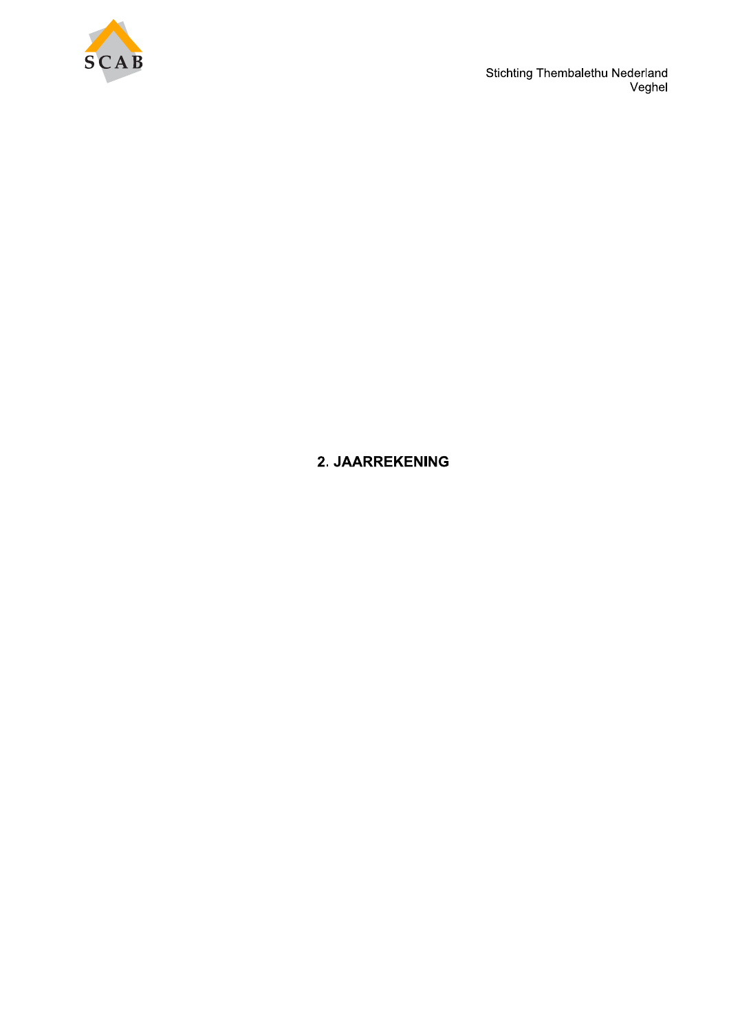# 2. JAARREKENING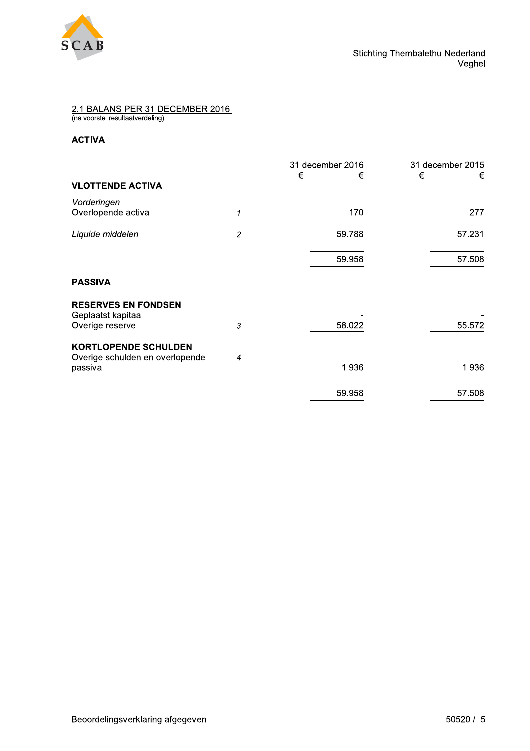## 2.1 BALANS PER 31 DECEMBER 2016

(na voorstel resultaatverdeling)

**ACTIVA**

| | | 31 december 2016 | | 31 december 2015 | |
|---|---|---|---|---|---|
| | | € | € | € | € |
| **VLOTTENDE ACTIVA** | | | | | |
| *Vorderingen* | | | | | |
| Overlopende activa | *1* | | 170 | | 277 |
| *Liquide middelen* | *2* | | 59.788 | | 57.231 |
| | | | 59.958 | | 57.508 |

**PASSIVA**

| | | 31 december 2016 | | 31 december 2015 | |
|---|---|---|---|---|---|
| | | € | € | € | € |
| **RESERVES EN FONDSEN** | | | | | |
| Geplaatst kapitaal | | | - | | - |
| Overige reserve | *3* | | 58.022 | | 55.572 |
| **KORTLOPENDE SCHULDEN** | | | | | |
| Overige schulden en overlopende passiva | *4* | | 1.936 | | 1.936 |
| | | | 59.958 | | 57.508 |

Beoordelingsverklaring afgegeven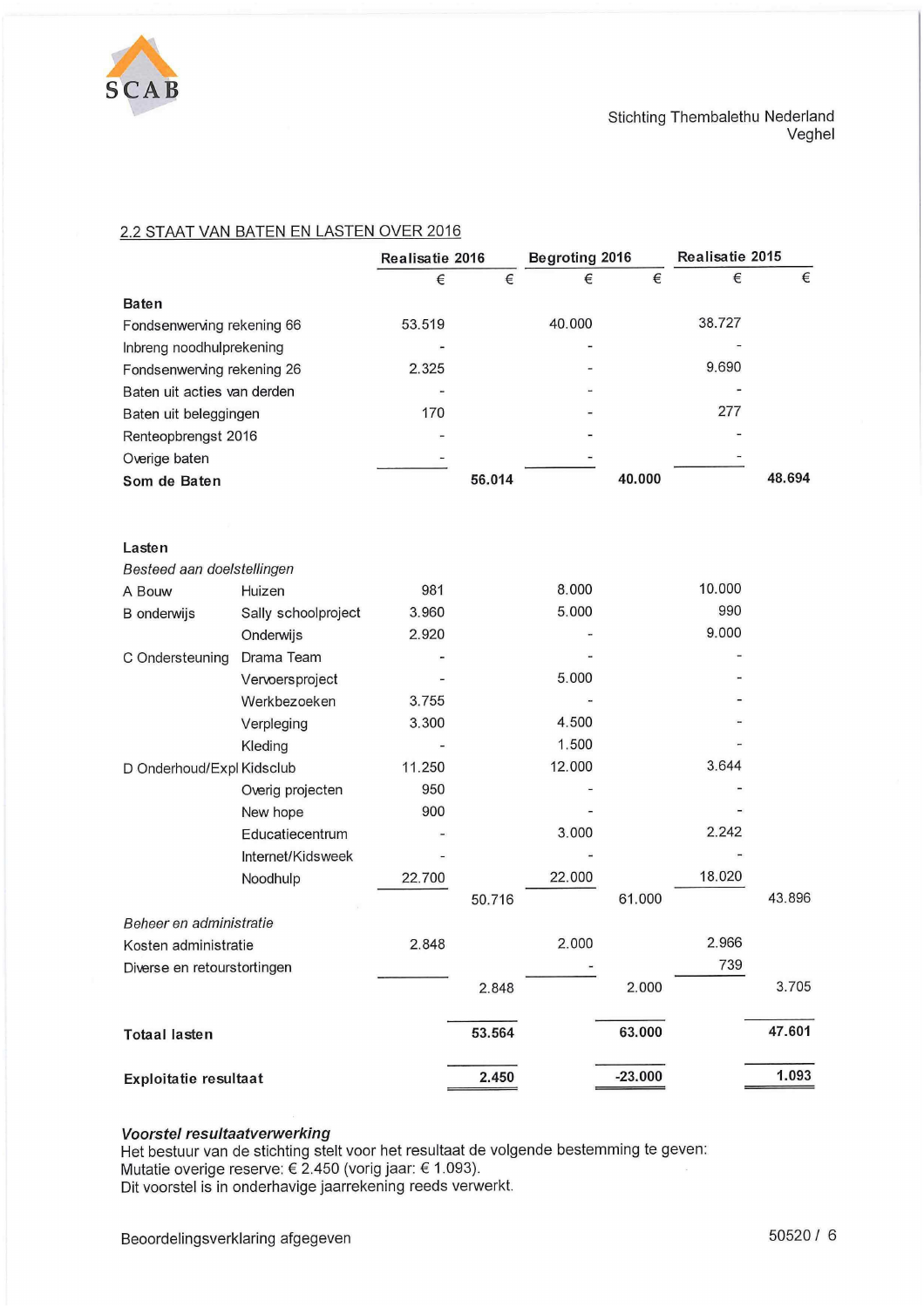Stichting Thembalethu Nederland
Veghel

## 2.2 STAAT VAN BATEN EN LASTEN OVER 2016

| | | Realisatie 2016 | | Begroting 2016 | | Realisatie 2015 | |
|---|---|---|---|---|---|---|---|
| | | € | € | € | € | € | € |
| **Baten** | | | | | | | |
| Fondsenwerving rekening 66 | | 53.519 | | 40.000 | | 38.727 | |
| Inbreng noodhulprekening | | - | | - | | - | |
| Fondsenwerving rekening 26 | | 2.325 | | - | | 9.690 | |
| Baten uit acties van derden | | - | | - | | - | |
| Baten uit beleggingen | | 170 | | - | | 277 | |
| Renteopbrengst 2016 | | - | | - | | - | |
| Overige baten | | - | | - | | - | |
| **Som de Baten** | | | **56.014** | | **40.000** | | **48.694** |
| | | | | | | | |
| **Lasten** | | | | | | | |
| *Besteed aan doelstellingen* | | | | | | | |
| A Bouw | Huizen | 981 | | 8.000 | | 10.000 | |
| B onderwijs | Sally schoolproject | 3.960 | | 5.000 | | 990 | |
| | Onderwijs | 2.920 | | - | | 9.000 | |
| C Ondersteuning | Drama Team | - | | - | | - | |
| | Vervoersproject | - | | 5.000 | | - | |
| | Werkbezoeken | 3.755 | | - | | - | |
| | Verpleging | 3.300 | | 4.500 | | - | |
| | Kleding | - | | 1.500 | | - | |
| D Onderhoud/Expl | Kidsclub | 11.250 | | 12.000 | | 3.644 | |
| | Overig projecten | 950 | | - | | - | |
| | New hope | 900 | | - | | - | |
| | Educatiecentrum | - | | 3.000 | | 2.242 | |
| | Internet/Kidsweek | - | | - | | - | |
| | Noodhulp | 22.700 | | 22.000 | | 18.020 | |
| | | | 50.716 | | 61.000 | | 43.896 |
| *Beheer en administratie* | | | | | | | |
| Kosten administratie | | 2.848 | | 2.000 | | 2.966 | |
| Diverse en retourstortingen | | | | - | | 739 | |
| | | | 2.848 | | 2.000 | | 3.705 |
| | | | | | | | |
| **Totaal lasten** | | | **53.564** | | **63.000** | | **47.601** |
| | | | | | | | |
| **Exploitatie resultaat** | | | **2.450** | | **-23.000** | | **1.093** |

***Voorstel resultaatverwerking***

Het bestuur van de stichting stelt voor het resultaat de volgende bestemming te geven:
Mutatie overige reserve: € 2.450 (vorig jaar: € 1.093).
Dit voorstel is in onderhavige jaarrekening reeds verwerkt.

Beoordelingsverklaring afgegeven

50520 / 6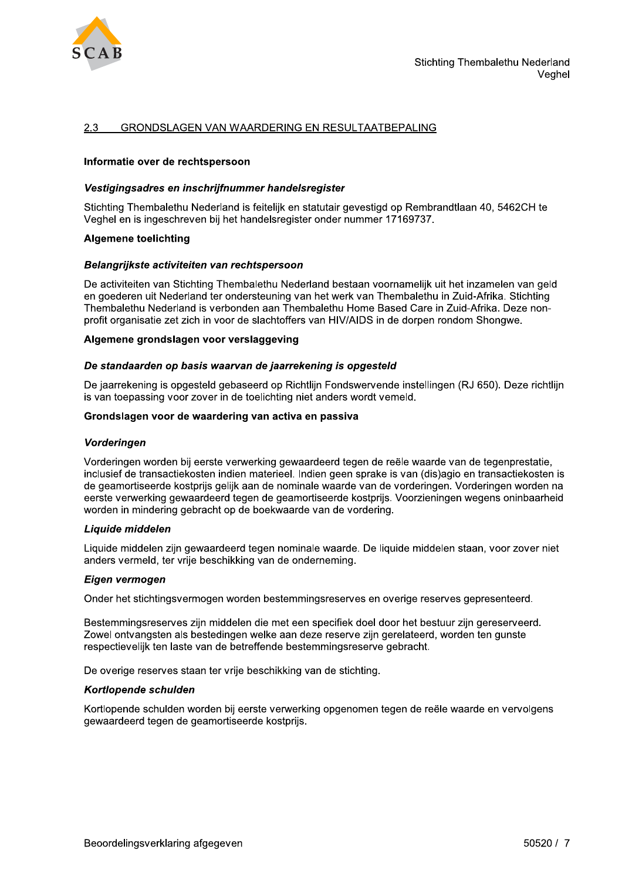## 2.3 GRONDSLAGEN VAN WAARDERING EN RESULTAATBEPALING

**Informatie over de rechtspersoon**

***Vestigingsadres en inschrijfnummer handelsregister***

Stichting Thembalethu Nederland is feitelijk en statutair gevestigd op Rembrandtlaan 40, 5462CH te Veghel en is ingeschreven bij het handelsregister onder nummer 17169737.

**Algemene toelichting**

***Belangrijkste activiteiten van rechtspersoon***

De activiteiten van Stichting Thembalethu Nederland bestaan voornamelijk uit het inzamelen van geld en goederen uit Nederland ter ondersteuning van het werk van Thembalethu in Zuid-Afrika. Stichting Thembalethu Nederland is verbonden aan Thembalethu Home Based Care in Zuid-Afrika. Deze non-profit organisatie zet zich in voor de slachtoffers van HIV/AIDS in de dorpen rondom Shongwe.

**Algemene grondslagen voor verslaggeving**

***De standaarden op basis waarvan de jaarrekening is opgesteld***

De jaarrekening is opgesteld gebaseerd op Richtlijn Fondswervende instellingen (RJ 650). Deze richtlijn is van toepassing voor zover in de toelichting niet anders wordt vemeld.

**Grondslagen voor de waardering van activa en passiva**

***Vorderingen***

Vorderingen worden bij eerste verwerking gewaardeerd tegen de reële waarde van de tegenprestatie, inclusief de transactiekosten indien materieel. Indien geen sprake is van (dis)agio en transactiekosten is de geamortiseerde kostprijs gelijk aan de nominale waarde van de vorderingen. Vorderingen worden na eerste verwerking gewaardeerd tegen de geamortiseerde kostprijs. Voorzieningen wegens oninbaarheid worden in mindering gebracht op de boekwaarde van de vordering.

***Liquide middelen***

Liquide middelen zijn gewaardeerd tegen nominale waarde. De liquide middelen staan, voor zover niet anders vermeld, ter vrije beschikking van de onderneming.

***Eigen vermogen***

Onder het stichtingsvermogen worden bestemmingsreserves en overige reserves gepresenteerd.

Bestemmingsreserves zijn middelen die met een specifiek doel door het bestuur zijn gereserveerd. Zowel ontvangsten als bestedingen welke aan deze reserve zijn gerelateerd, worden ten gunste respectievelijk ten laste van de betreffende bestemmingsreserve gebracht.

De overige reserves staan ter vrije beschikking van de stichting.

***Kortlopende schulden***

Kortlopende schulden worden bij eerste verwerking opgenomen tegen de reële waarde en vervolgens gewaardeerd tegen de geamortiseerde kostprijs.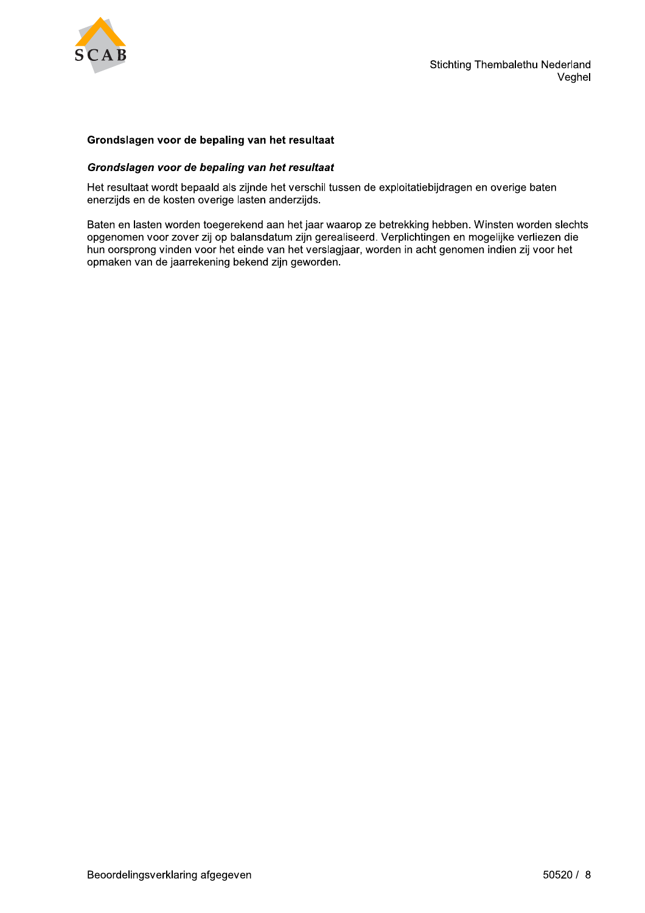## Grondslagen voor de bepaling van het resultaat

### *Grondslagen voor de bepaling van het resultaat*

Het resultaat wordt bepaald als zijnde het verschil tussen de exploitatiebijdragen en overige baten enerzijds en de kosten overige lasten anderzijds.

Baten en lasten worden toegerekend aan het jaar waarop ze betrekking hebben. Winsten worden slechts opgenomen voor zover zij op balansdatum zijn gerealiseerd. Verplichtingen en mogelijke verliezen die hun oorsprong vinden voor het einde van het verslagjaar, worden in acht genomen indien zij voor het opmaken van de jaarrekening bekend zijn geworden.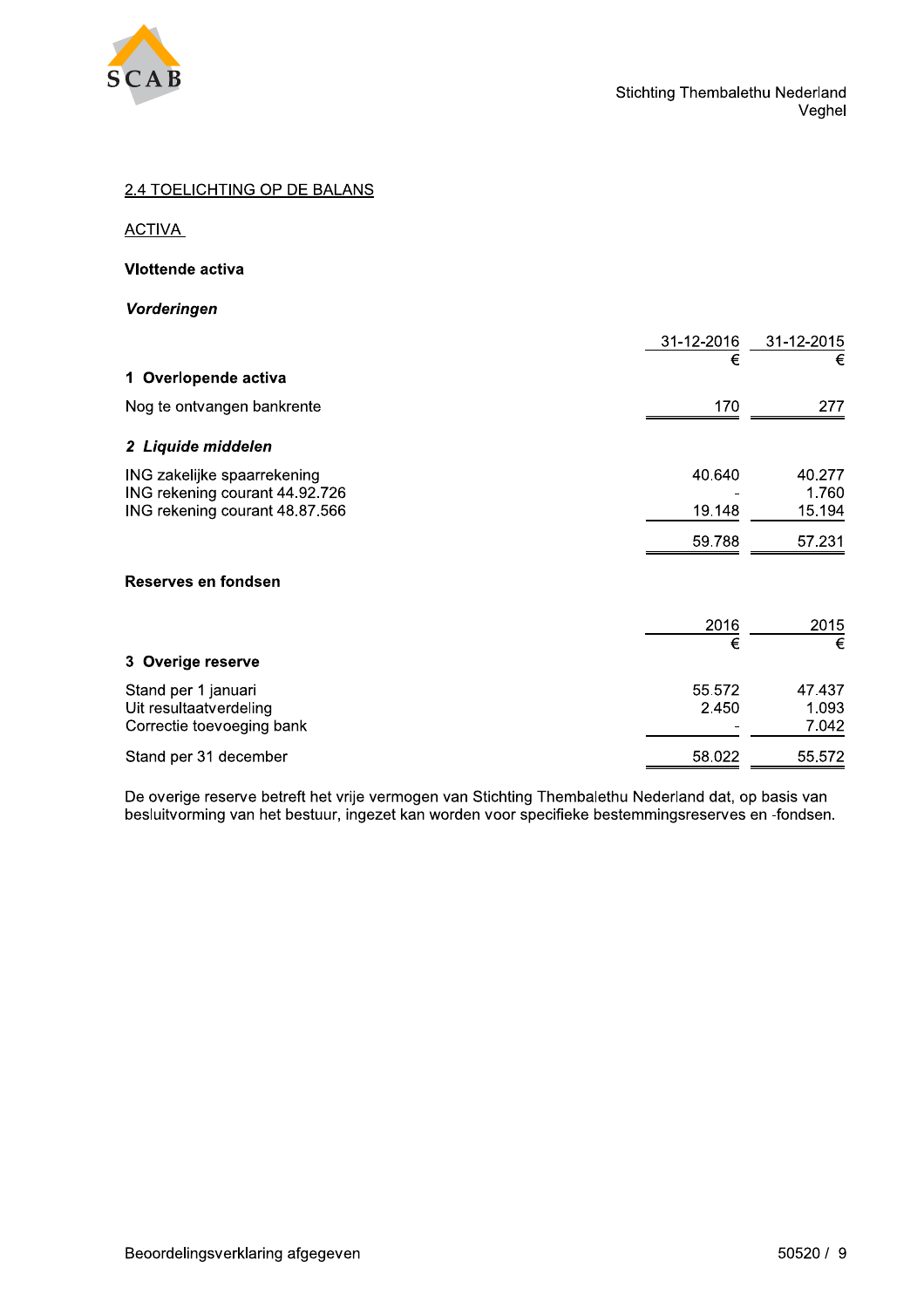## 2.4 TOELICHTING OP DE BALANS

### ACTIVA

**Vlottende activa**

***Vorderingen***

| | 31-12-2016 | 31-12-2015 |
|---|---|---|
| | € | € |
| **1 Overlopende activa** | | |
| Nog te ontvangen bankrente | 170 | 277 |

***2 Liquide middelen***

| | 31-12-2016 | 31-12-2015 |
|---|---|---|
| ING zakelijke spaarrekening | 40.640 | 40.277 |
| ING rekening courant 44.92.726 | - | 1.760 |
| ING rekening courant 48.87.566 | 19.148 | 15.194 |
| | 59.788 | 57.231 |

**Reserves en fondsen**

| | 2016 | 2015 |
|---|---|---|
| | € | € |
| **3 Overige reserve** | | |
| Stand per 1 januari | 55.572 | 47.437 |
| Uit resultaatverdeling | 2.450 | 1.093 |
| Correctie toevoeging bank | - | 7.042 |
| Stand per 31 december | 58.022 | 55.572 |

De overige reserve betreft het vrije vermogen van Stichting Thembalethu Nederland dat, op basis van besluitvorming van het bestuur, ingezet kan worden voor specifieke bestemmingsreserves en -fondsen.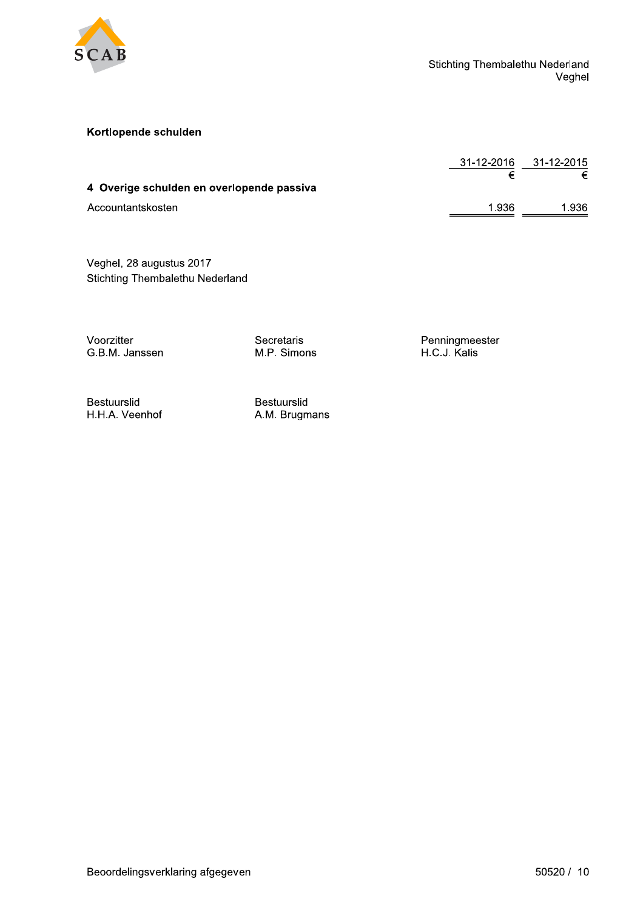## Kortlopende schulden

| | 31-12-2016 | 31-12-2015 |
|---|---|---|
| | € | € |
| **4 Overige schulden en overlopende passiva** | | |
| Accountantskosten | 1.936 | 1.936 |

Veghel, 28 augustus 2017
Stichting Thembalethu Nederland

| | | |
|---|---|---|
| Voorzitter<br>G.B.M. Janssen | Secretaris<br>M.P. Simons | Penningmeester<br>H.C.J. Kalis |
| Bestuurslid<br>H.H.A. Veenhof | Bestuurslid<br>A.M. Brugmans | |

Beoordelingsverklaring afgegeven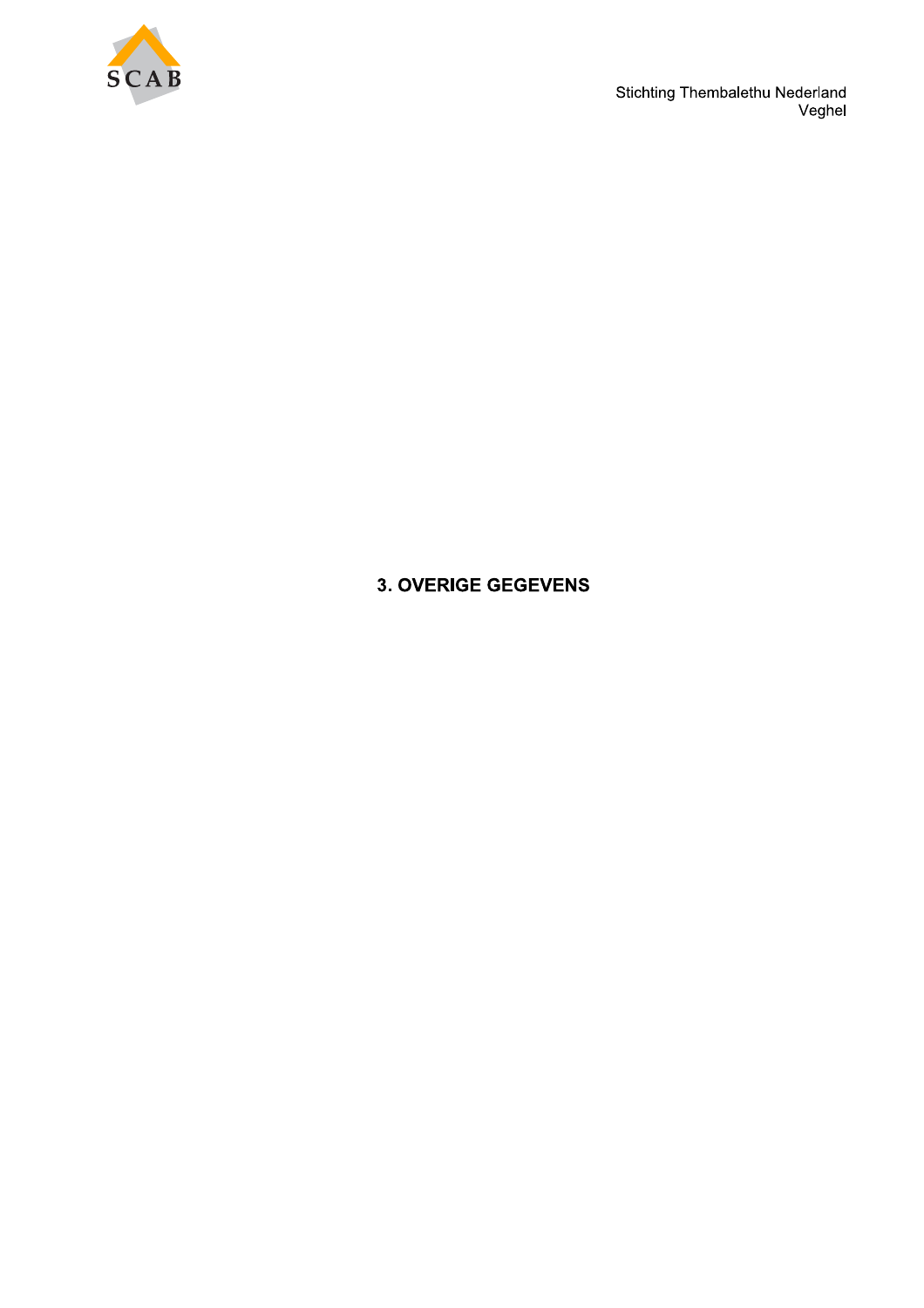# 3. OVERIGE GEGEVENS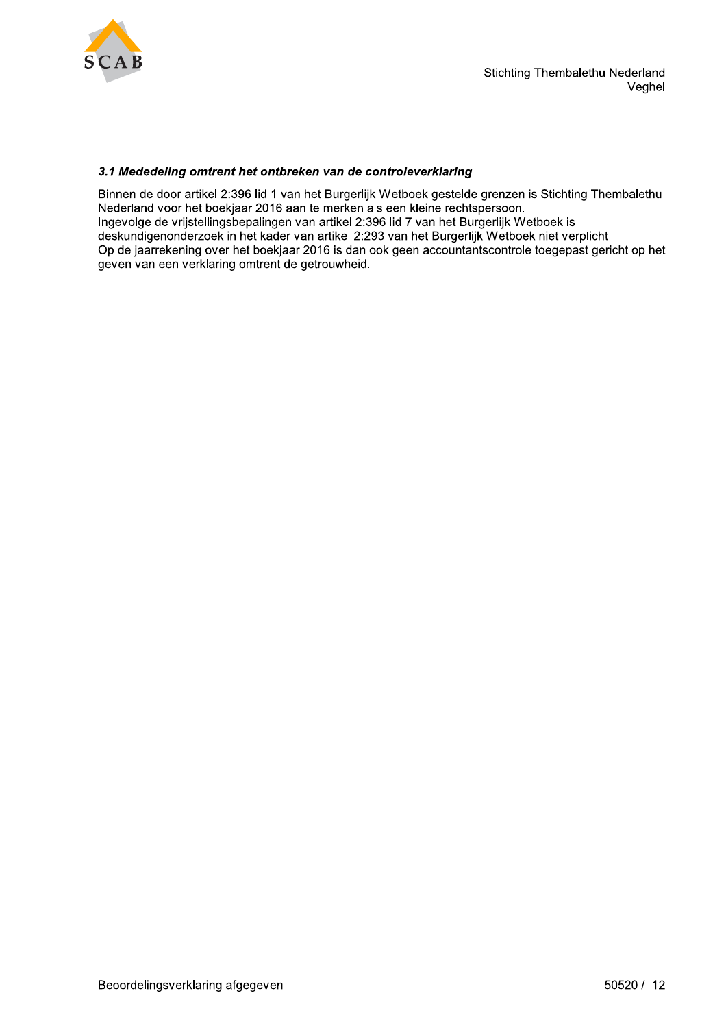### *3.1 Mededeling omtrent het ontbreken van de controleverklaring*

Binnen de door artikel 2:396 lid 1 van het Burgerlijk Wetboek gestelde grenzen is Stichting Thembalethu Nederland voor het boekjaar 2016 aan te merken als een kleine rechtspersoon.
Ingevolge de vrijstellingsbepalingen van artikel 2:396 lid 7 van het Burgerlijk Wetboek is deskundigenonderzoek in het kader van artikel 2:293 van het Burgerlijk Wetboek niet verplicht.
Op de jaarrekening over het boekjaar 2016 is dan ook geen accountantscontrole toegepast gericht op het geven van een verklaring omtrent de getrouwheid.